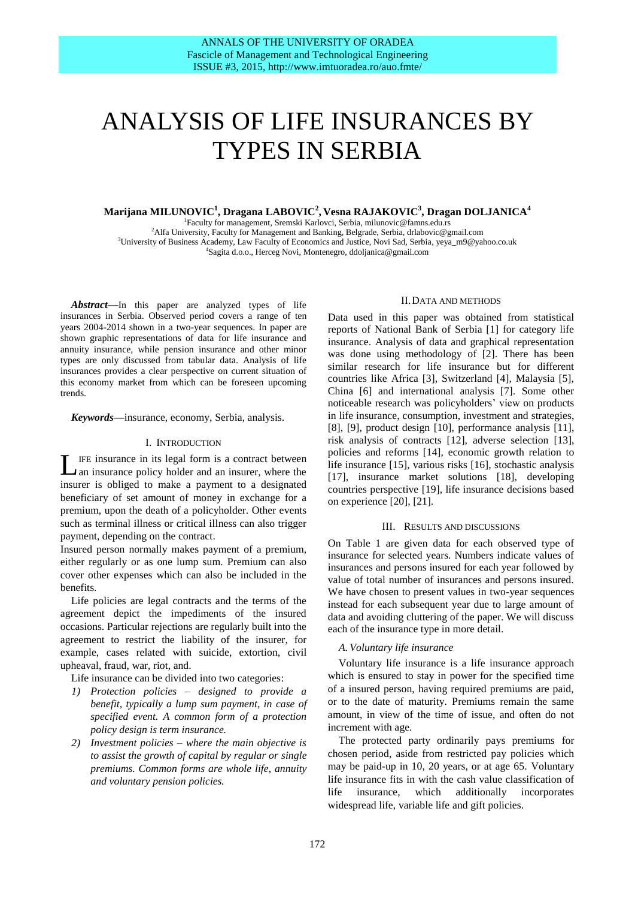# ANALYSIS OF LIFE INSURANCES BY TYPES IN SERBIA

**Marijana MILUNOVIC[1], Dragana LABOVIC[2], Vesna RAJAKOVIC[3], Dragan DOLJANICA[4]**

[1]Faculty for management, Sremski Karlovci, Serbia, milunovic@famns.edu.rs
[2]Alfa University, Faculty for Management and Banking, Belgrade, Serbia, drlabovic@gmail.com
[3]University of Business Academy, Law Faculty of Economics and Justice, Novi Sad, Serbia, yeya_m9@yahoo.co.uk
[4]Sagita d.o.o., Herceg Novi, Montenegro, ddoljanica@gmail.com

***Abstract*****—**In this paper are analyzed types of life insurances in Serbia. Observed period covers a range of ten years 2004-2014 shown in a two-year sequences. In paper are shown graphic representations of data for life insurance and annuity insurance, while pension insurance and other minor types are only discussed from tabular data. Analysis of life insurances provides a clear perspective on current situation of this economy market from which can be foreseen upcoming trends.

***Keywords*****—**insurance, economy, Serbia, analysis.

## I. Introduction

LIFE insurance in its legal form is a contract between an insurance policy holder and an insurer, where the insurer is obliged to make a payment to a designated beneficiary of set amount of money in exchange for a premium, upon the death of a policyholder. Other events such as terminal illness or critical illness can also trigger payment, depending on the contract.

Insured person normally makes payment of a premium, either regularly or as one lump sum. Premium can also cover other expenses which can also be included in the benefits.

Life policies are legal contracts and the terms of the agreement depict the impediments of the insured occasions. Particular rejections are regularly built into the agreement to restrict the liability of the insurer, for example, cases related with suicide, extortion, civil upheaval, fraud, war, riot, and.

Life insurance can be divided into two categories:

1) *Protection policies – designed to provide a benefit, typically a lump sum payment, in case of specified event. A common form of a protection policy design is term insurance.*
2) *Investment policies – where the main objective is to assist the growth of capital by regular or single premiums. Common forms are whole life, annuity and voluntary pension policies.*

## II. Data and methods

Data used in this paper was obtained from statistical reports of National Bank of Serbia [1] for category life insurance. Analysis of data and graphical representation was done using methodology of [2]. There has been similar research for life insurance but for different countries like Africa [3], Switzerland [4], Malaysia [5], China [6] and international analysis [7]. Some other noticeable research was policyholders' view on products in life insurance, consumption, investment and strategies, [8], [9], product design [10], performance analysis [11], risk analysis of contracts [12], adverse selection [13], policies and reforms [14], economic growth relation to life insurance [15], various risks [16], stochastic analysis [17], insurance market solutions [18], developing countries perspective [19], life insurance decisions based on experience [20], [21].

## III. Results and discussions

On Table 1 are given data for each observed type of insurance for selected years. Numbers indicate values of insurances and persons insured for each year followed by value of total number of insurances and persons insured. We have chosen to present values in two-year sequences instead for each subsequent year due to large amount of data and avoiding cluttering of the paper. We will discuss each of the insurance type in more detail.

### *A. Voluntary life insurance*

Voluntary life insurance is a life insurance approach which is ensured to stay in power for the specified time of a insured person, having required premiums are paid, or to the date of maturity. Premiums remain the same amount, in view of the time of issue, and often do not increment with age.

The protected party ordinarily pays premiums for chosen period, aside from restricted pay policies which may be paid-up in 10, 20 years, or at age 65. Voluntary life insurance fits in with the cash value classification of life insurance, which additionally incorporates widespread life, variable life and gift policies.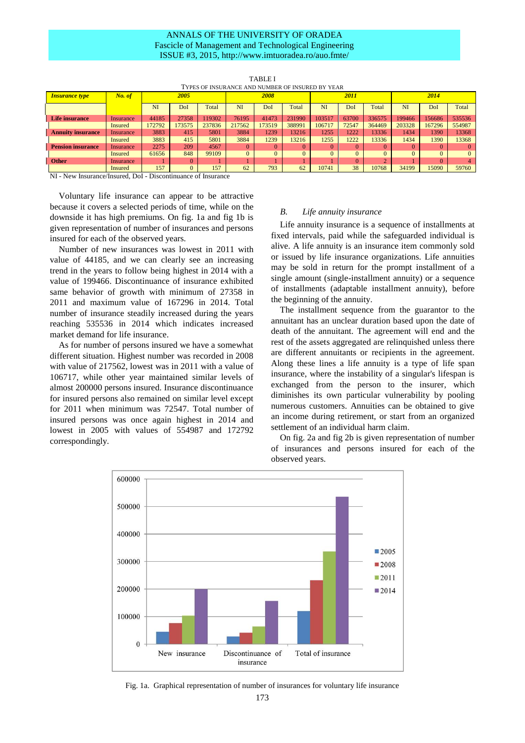TABLE I

TYPES OF INSURANCE AND NUMBER OF INSURED BY YEAR

| *Insurance type* | *No. of* | *2005* | | | *2008* | | | *2011* | | | *2014* | | |
|---|---|---|---|---|---|---|---|---|---|---|---|---|---|
| | | NI | DoI | Total | NI | DoI | Total | NI | DoI | Total | NI | DoI | Total |
| **Life insurance** | Insurance | 44185 | 27358 | 119302 | 76195 | 41473 | 231990 | 103517 | 63700 | 336575 | 199466 | 156686 | 535536 |
| | Insured | 172792 | 173575 | 237836 | 217562 | 173519 | 388991 | 106717 | 72547 | 364469 | 203328 | 167296 | 554987 |
| **Annuity insurance** | Insurance | 3883 | 415 | 5801 | 3884 | 1239 | 13216 | 1255 | 1222 | 13336 | 1434 | 1390 | 13368 |
| | Insured | 3883 | 415 | 5801 | 3884 | 1239 | 13216 | 1255 | 1222 | 13336 | 1434 | 1390 | 13368 |
| **Pension insurance** | Insurance | 2275 | 209 | 4567 | 0 | 0 | 0 | 0 | 0 | 0 | 0 | 0 | 0 |
| | Insured | 61656 | 848 | 99109 | 0 | 0 | 0 | 0 | 0 | 0 | 0 | 0 | 0 |
| **Other** | Insurance | 1 | 0 | 1 | 1 | 1 | 1 | 1 | 0 | 2 | 1 | 0 | 4 |
| | Insured | 157 | 0 | 157 | 62 | 793 | 62 | 10741 | 38 | 10768 | 34199 | 15090 | 59760 |

NI - New Insurance/Insured, DoI - Discontinuance of Insurance

Voluntary life insurance can appear to be attractive because it covers a selected periods of time, while on the downside it has high premiums. On fig. 1a and fig 1b is given representation of number of insurances and persons insured for each of the observed years.

Number of new insurances was lowest in 2011 with value of 44185, and we can clearly see an increasing trend in the years to follow being highest in 2014 with a value of 199466. Discontinuance of insurance exhibited same behavior of growth with minimum of 27358 in 2011 and maximum value of 167296 in 2014. Total number of insurance steadily increased during the years reaching 535536 in 2014 which indicates increased market demand for life insurance.

As for number of persons insured we have a somewhat different situation. Highest number was recorded in 2008 with value of 217562, lowest was in 2011 with a value of 106717, while other year maintained similar levels of almost 200000 persons insured. Insurance discontinuance for insured persons also remained on similar level except for 2011 when minimum was 72547. Total number of insured persons was once again highest in 2014 and lowest in 2005 with values of 554987 and 172792 correspondingly.

### *B. Life annuity insurance*

Life annuity insurance is a sequence of installments at fixed intervals, paid while the safeguarded individual is alive. A life annuity is an insurance item commonly sold or issued by life insurance organizations. Life annuities may be sold in return for the prompt installment of a single amount (single-installment annuity) or a sequence of installments (adaptable installment annuity), before the beginning of the annuity.

The installment sequence from the guarantor to the annuitant has an unclear duration based upon the date of death of the annuitant. The agreement will end and the rest of the assets aggregated are relinquished unless there are different annuitants or recipients in the agreement. Along these lines a life annuity is a type of life span insurance, where the instability of a singular's lifespan is exchanged from the person to the insurer, which diminishes its own particular vulnerability by pooling numerous customers. Annuities can be obtained to give an income during retirement, or start from an organized settlement of an individual harm claim.

On fig. 2a and fig 2b is given representation of number of insurances and persons insured for each of the observed years.

Fig. 1a. Graphical representation of number of insurances for voluntary life insurance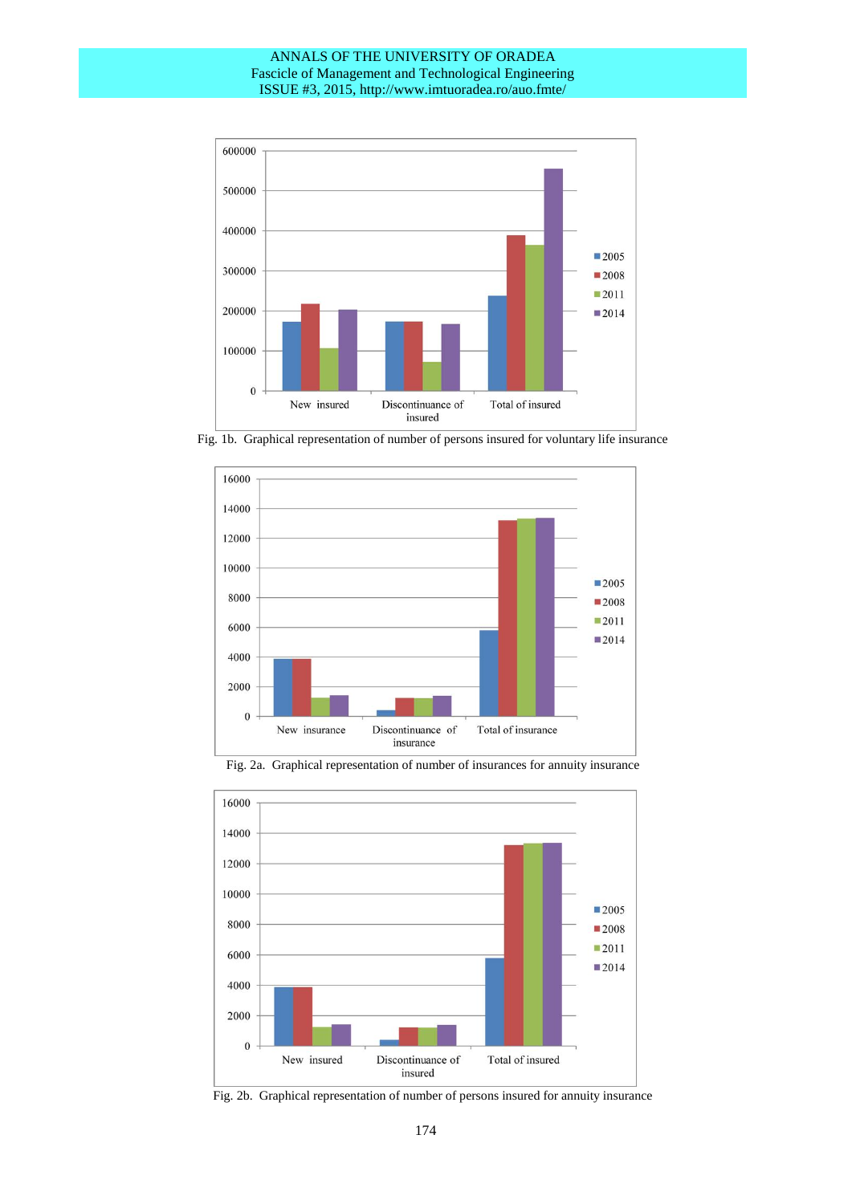Fig. 1b. Graphical representation of number of persons insured for voluntary life insurance

Fig. 2a. Graphical representation of number of insurances for annuity insurance

Fig. 2b. Graphical representation of number of persons insured for annuity insurance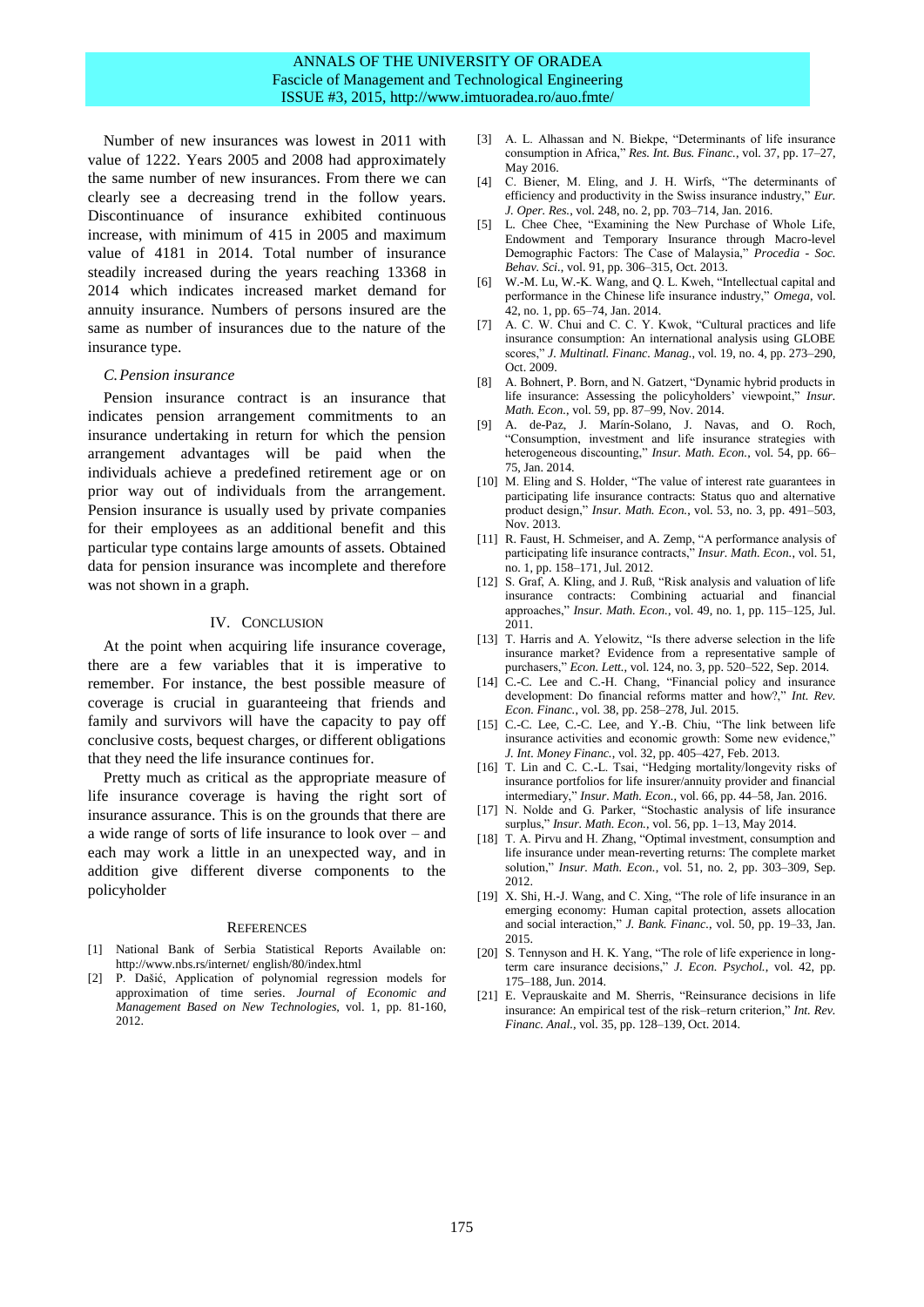Number of new insurances was lowest in 2011 with value of 1222. Years 2005 and 2008 had approximately the same number of new insurances. From there we can clearly see a decreasing trend in the follow years. Discontinuance of insurance exhibited continuous increase, with minimum of 415 in 2005 and maximum value of 4181 in 2014. Total number of insurance steadily increased during the years reaching 13368 in 2014 which indicates increased market demand for annuity insurance. Numbers of persons insured are the same as number of insurances due to the nature of the insurance type.

### *C. Pension insurance*

Pension insurance contract is an insurance that indicates pension arrangement commitments to an insurance undertaking in return for which the pension arrangement advantages will be paid when the individuals achieve a predefined retirement age or on prior way out of individuals from the arrangement. Pension insurance is usually used by private companies for their employees as an additional benefit and this particular type contains large amounts of assets. Obtained data for pension insurance was incomplete and therefore was not shown in a graph.

## IV. Conclusion

At the point when acquiring life insurance coverage, there are a few variables that it is imperative to remember. For instance, the best possible measure of coverage is crucial in guaranteeing that friends and family and survivors will have the capacity to pay off conclusive costs, bequest charges, or different obligations that they need the life insurance continues for.

Pretty much as critical as the appropriate measure of life insurance coverage is having the right sort of insurance assurance. This is on the grounds that there are a wide range of sorts of life insurance to look over – and each may work a little in an unexpected way, and in addition give different diverse components to the policyholder

## References

[1] National Bank of Serbia Statistical Reports Available on: http://www.nbs.rs/internet/ english/80/index.html

[2] P. Dašić, Application of polynomial regression models for approximation of time series. *Journal of Economic and Management Based on New Technologies*, vol. 1, pp. 81-160, 2012.

[3] A. L. Alhassan and N. Biekpe, "Determinants of life insurance consumption in Africa," *Res. Int. Bus. Financ.*, vol. 37, pp. 17–27, May 2016.

[4] C. Biener, M. Eling, and J. H. Wirfs, "The determinants of efficiency and productivity in the Swiss insurance industry," *Eur. J. Oper. Res.*, vol. 248, no. 2, pp. 703–714, Jan. 2016.

[5] L. Chee Chee, "Examining the New Purchase of Whole Life, Endowment and Temporary Insurance through Macro-level Demographic Factors: The Case of Malaysia," *Procedia - Soc. Behav. Sci.*, vol. 91, pp. 306–315, Oct. 2013.

[6] W.-M. Lu, W.-K. Wang, and Q. L. Kweh, "Intellectual capital and performance in the Chinese life insurance industry," *Omega*, vol. 42, no. 1, pp. 65–74, Jan. 2014.

[7] A. C. W. Chui and C. C. Y. Kwok, "Cultural practices and life insurance consumption: An international analysis using GLOBE scores," *J. Multinatl. Financ. Manag.*, vol. 19, no. 4, pp. 273–290, Oct. 2009.

[8] A. Bohnert, P. Born, and N. Gatzert, "Dynamic hybrid products in life insurance: Assessing the policyholders' viewpoint," *Insur. Math. Econ.*, vol. 59, pp. 87–99, Nov. 2014.

[9] A. de-Paz, J. Marín-Solano, J. Navas, and O. Roch, "Consumption, investment and life insurance strategies with heterogeneous discounting," *Insur. Math. Econ.*, vol. 54, pp. 66–75, Jan. 2014.

[10] M. Eling and S. Holder, "The value of interest rate guarantees in participating life insurance contracts: Status quo and alternative product design," *Insur. Math. Econ.*, vol. 53, no. 3, pp. 491–503, Nov. 2013.

[11] R. Faust, H. Schmeiser, and A. Zemp, "A performance analysis of participating life insurance contracts," *Insur. Math. Econ.*, vol. 51, no. 1, pp. 158–171, Jul. 2012.

[12] S. Graf, A. Kling, and J. Ruß, "Risk analysis and valuation of life insurance contracts: Combining actuarial and financial approaches," *Insur. Math. Econ.*, vol. 49, no. 1, pp. 115–125, Jul. 2011.

[13] T. Harris and A. Yelowitz, "Is there adverse selection in the life insurance market? Evidence from a representative sample of purchasers," *Econ. Lett.*, vol. 124, no. 3, pp. 520–522, Sep. 2014.

[14] C.-C. Lee and C.-H. Chang, "Financial policy and insurance development: Do financial reforms matter and how?," *Int. Rev. Econ. Financ.*, vol. 38, pp. 258–278, Jul. 2015.

[15] C.-C. Lee, C.-C. Lee, and Y.-B. Chiu, "The link between life insurance activities and economic growth: Some new evidence," *J. Int. Money Financ.*, vol. 32, pp. 405–427, Feb. 2013.

[16] T. Lin and C. C.-L. Tsai, "Hedging mortality/longevity risks of insurance portfolios for life insurer/annuity provider and financial intermediary," *Insur. Math. Econ.*, vol. 66, pp. 44–58, Jan. 2016.

[17] N. Nolde and G. Parker, "Stochastic analysis of life insurance surplus," *Insur. Math. Econ.*, vol. 56, pp. 1–13, May 2014.

[18] T. A. Pirvu and H. Zhang, "Optimal investment, consumption and life insurance under mean-reverting returns: The complete market solution," *Insur. Math. Econ.*, vol. 51, no. 2, pp. 303–309, Sep. 2012.

[19] X. Shi, H.-J. Wang, and C. Xing, "The role of life insurance in an emerging economy: Human capital protection, assets allocation and social interaction," *J. Bank. Financ.*, vol. 50, pp. 19–33, Jan. 2015.

[20] S. Tennyson and H. K. Yang, "The role of life experience in long-term care insurance decisions," *J. Econ. Psychol.*, vol. 42, pp. 175–188, Jun. 2014.

[21] E. Veprauskaite and M. Sherris, "Reinsurance decisions in life insurance: An empirical test of the risk–return criterion," *Int. Rev. Financ. Anal.*, vol. 35, pp. 128–139, Oct. 2014.